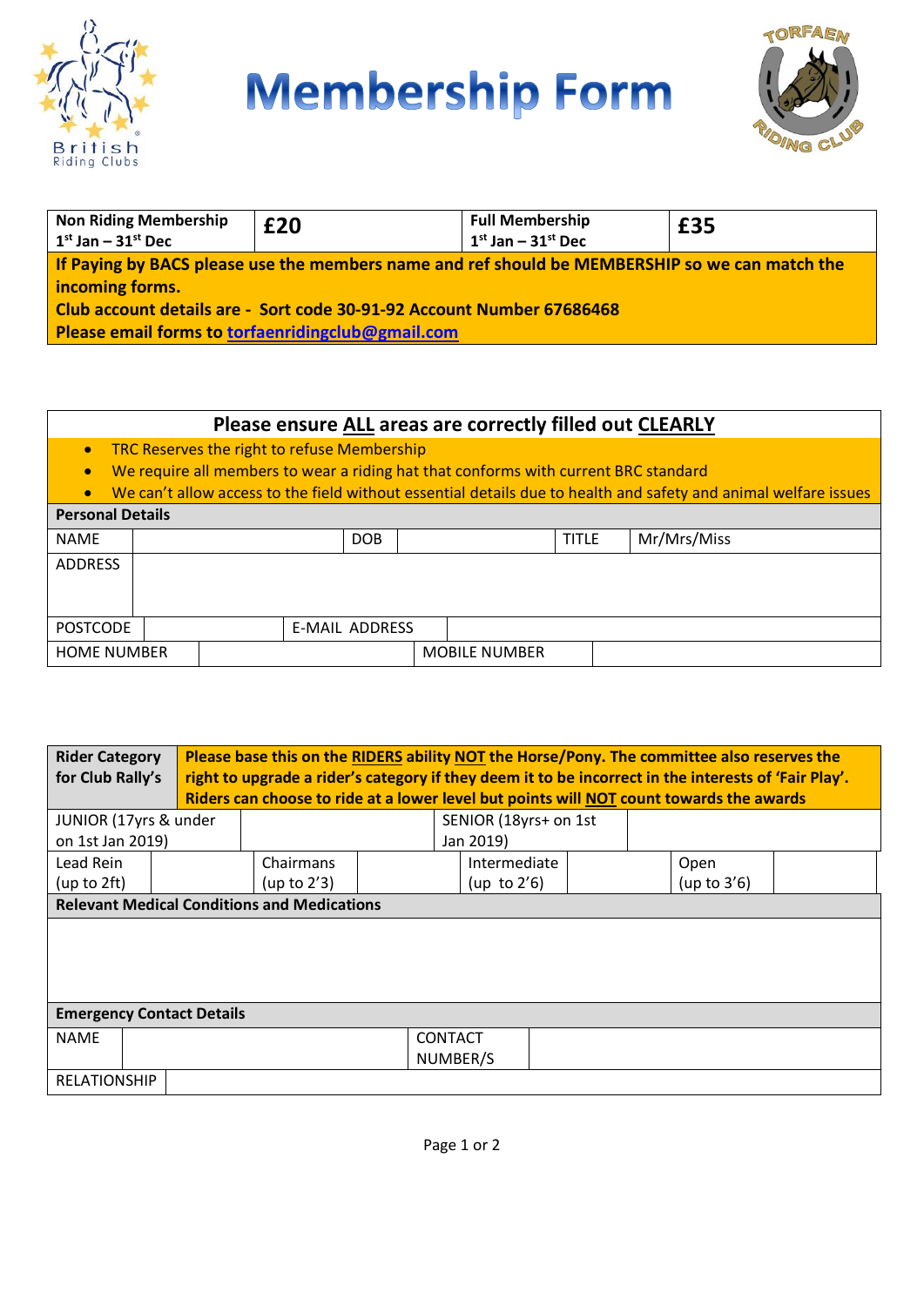# Membership Form

| Non Riding Membership 1st Jan – 31st Dec | £20 | Full Membership 1st Jan – 31st Dec | £35 |
|---|---|---|---|

**If Paying by BACS please use the members name and ref should be MEMBERSHIP so we can match the incoming forms.**
**Club account details are - Sort code 30-91-92 Account Number 67686468**
**Please email forms to torfaenridingclub@gmail.com**

## Please ensure ALL areas are correctly filled out CLEARLY

- TRC Reserves the right to refuse Membership
- We require all members to wear a riding hat that conforms with current BRC standard
- We can't allow access to the field without essential details due to health and safety and animal welfare issues

**Personal Details**

| NAME | | DOB | | TITLE | Mr/Mrs/Miss |
|---|---|---|---|---|---|
| ADDRESS | | | | | |
| POSTCODE | | E-MAIL ADDRESS | | | |
| HOME NUMBER | | MOBILE NUMBER | | | |

| Rider Category for Club Rally's | **Please base this on the RIDERS ability NOT the Horse/Pony. The committee also reserves the right to upgrade a rider's category if they deem it to be incorrect in the interests of 'Fair Play'. Riders can choose to ride at a lower level but points will NOT count towards the awards** | | | | | | |
|---|---|---|---|---|---|---|---|
| JUNIOR (17yrs & under on 1st Jan 2019) | | | | SENIOR (18yrs+ on 1st Jan 2019) | | | |
| Lead Rein (up to 2ft) | | Chairmans (up to 2'3) | | Intermediate (up to 2'6) | | Open (up to 3'6) | |

**Relevant Medical Conditions and Medications**

**Emergency Contact Details**

| NAME | | CONTACT NUMBER/S | |
|---|---|---|---|
| RELATIONSHIP | | | |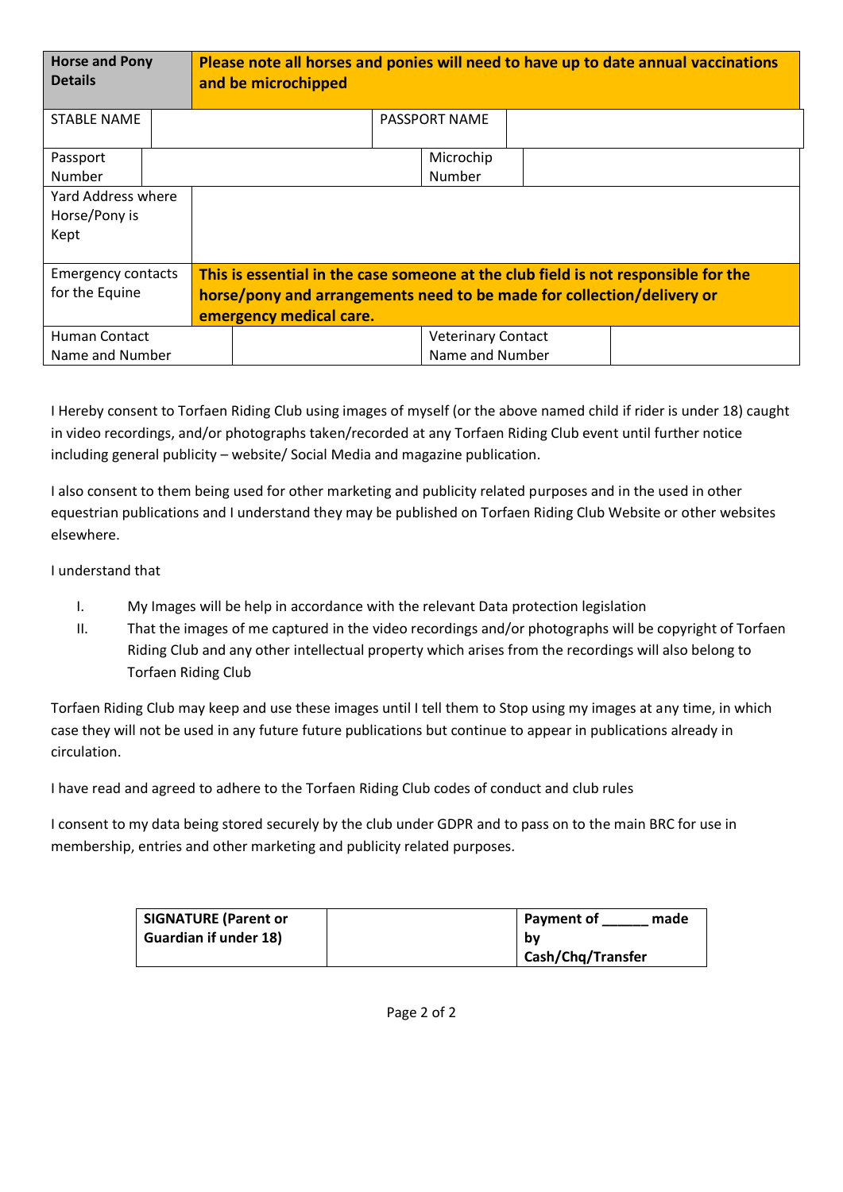| **Horse and Pony Details** | **Please note all horses and ponies will need to have up to date annual vaccinations and be microchipped** | | |
|---|---|---|---|
| STABLE NAME | | PASSPORT NAME | |
| Passport Number | | Microchip Number | |
| Yard Address where Horse/Pony is Kept | | | |
| Emergency contacts for the Equine | **This is essential in the case someone at the club field is not responsible for the horse/pony and arrangements need to be made for collection/delivery or emergency medical care.** | | |
| Human Contact Name and Number | | Veterinary Contact Name and Number | |

I Hereby consent to Torfaen Riding Club using images of myself (or the above named child if rider is under 18) caught in video recordings, and/or photographs taken/recorded at any Torfaen Riding Club event until further notice including general publicity – website/ Social Media and magazine publication.

I also consent to them being used for other marketing and publicity related purposes and in the used in other equestrian publications and I understand they may be published on Torfaen Riding Club Website or other websites elsewhere.

I understand that

I. My Images will be help in accordance with the relevant Data protection legislation
II. That the images of me captured in the video recordings and/or photographs will be copyright of Torfaen Riding Club and any other intellectual property which arises from the recordings will also belong to Torfaen Riding Club

Torfaen Riding Club may keep and use these images until I tell them to Stop using my images at any time, in which case they will not be used in any future future publications but continue to appear in publications already in circulation.

I have read and agreed to adhere to the Torfaen Riding Club codes of conduct and club rules

I consent to my data being stored securely by the club under GDPR and to pass on to the main BRC for use in membership, entries and other marketing and publicity related purposes.

| **SIGNATURE (Parent or Guardian if under 18)** | | **Payment of ______ made by Cash/Chq/Transfer** |
|---|---|---|